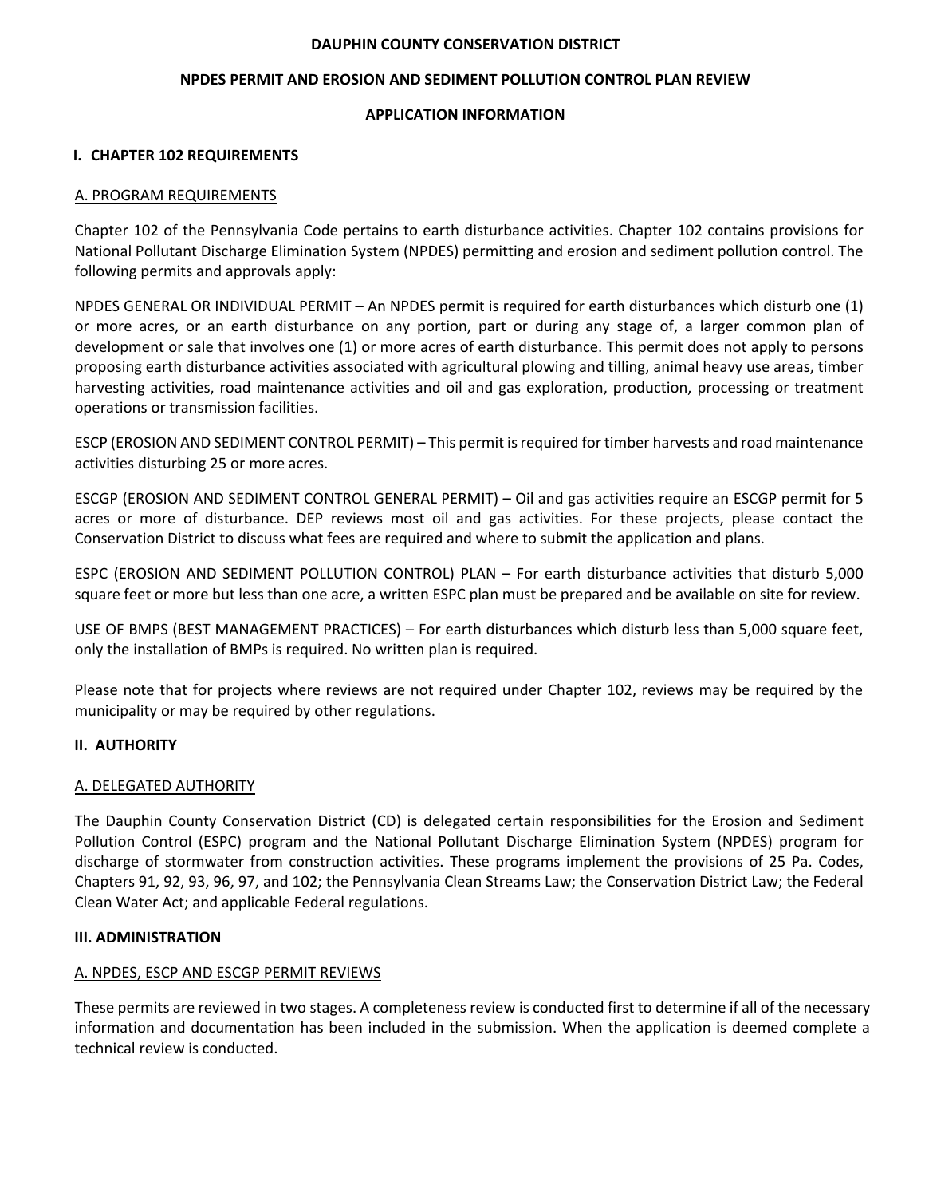# DAUPHIN COUNTY CONSERVATION DISTRICT

## NPDES PERMIT AND EROSION AND SEDIMENT POLLUTION CONTROL PLAN REVIEW

## APPLICATION INFORMATION

### I. CHAPTER 102 REQUIREMENTS

#### A. PROGRAM REQUIREMENTS

Chapter 102 of the Pennsylvania Code pertains to earth disturbance activities. Chapter 102 contains provisions for National Pollutant Discharge Elimination System (NPDES) permitting and erosion and sediment pollution control. The following permits and approvals apply:

NPDES GENERAL OR INDIVIDUAL PERMIT – An NPDES permit is required for earth disturbances which disturb one (1) or more acres, or an earth disturbance on any portion, part or during any stage of, a larger common plan of development or sale that involves one (1) or more acres of earth disturbance. This permit does not apply to persons proposing earth disturbance activities associated with agricultural plowing and tilling, animal heavy use areas, timber harvesting activities, road maintenance activities and oil and gas exploration, production, processing or treatment operations or transmission facilities.

ESCP (EROSION AND SEDIMENT CONTROL PERMIT) – This permit is required for timber harvests and road maintenance activities disturbing 25 or more acres.

ESCGP (EROSION AND SEDIMENT CONTROL GENERAL PERMIT) – Oil and gas activities require an ESCGP permit for 5 acres or more of disturbance. DEP reviews most oil and gas activities. For these projects, please contact the Conservation District to discuss what fees are required and where to submit the application and plans.

ESPC (EROSION AND SEDIMENT POLLUTION CONTROL) PLAN – For earth disturbance activities that disturb 5,000 square feet or more but less than one acre, a written ESPC plan must be prepared and be available on site for review.

USE OF BMPS (BEST MANAGEMENT PRACTICES) – For earth disturbances which disturb less than 5,000 square feet, only the installation of BMPs is required. No written plan is required.

Please note that for projects where reviews are not required under Chapter 102, reviews may be required by the municipality or may be required by other regulations.

### II. AUTHORITY

#### A. DELEGATED AUTHORITY

The Dauphin County Conservation District (CD) is delegated certain responsibilities for the Erosion and Sediment Pollution Control (ESPC) program and the National Pollutant Discharge Elimination System (NPDES) program for discharge of stormwater from construction activities. These programs implement the provisions of 25 Pa. Codes, Chapters 91, 92, 93, 96, 97, and 102; the Pennsylvania Clean Streams Law; the Conservation District Law; the Federal Clean Water Act; and applicable Federal regulations.

### III. ADMINISTRATION

#### A. NPDES, ESCP AND ESCGP PERMIT REVIEWS

These permits are reviewed in two stages. A completeness review is conducted first to determine if all of the necessary information and documentation has been included in the submission. When the application is deemed complete a technical review is conducted.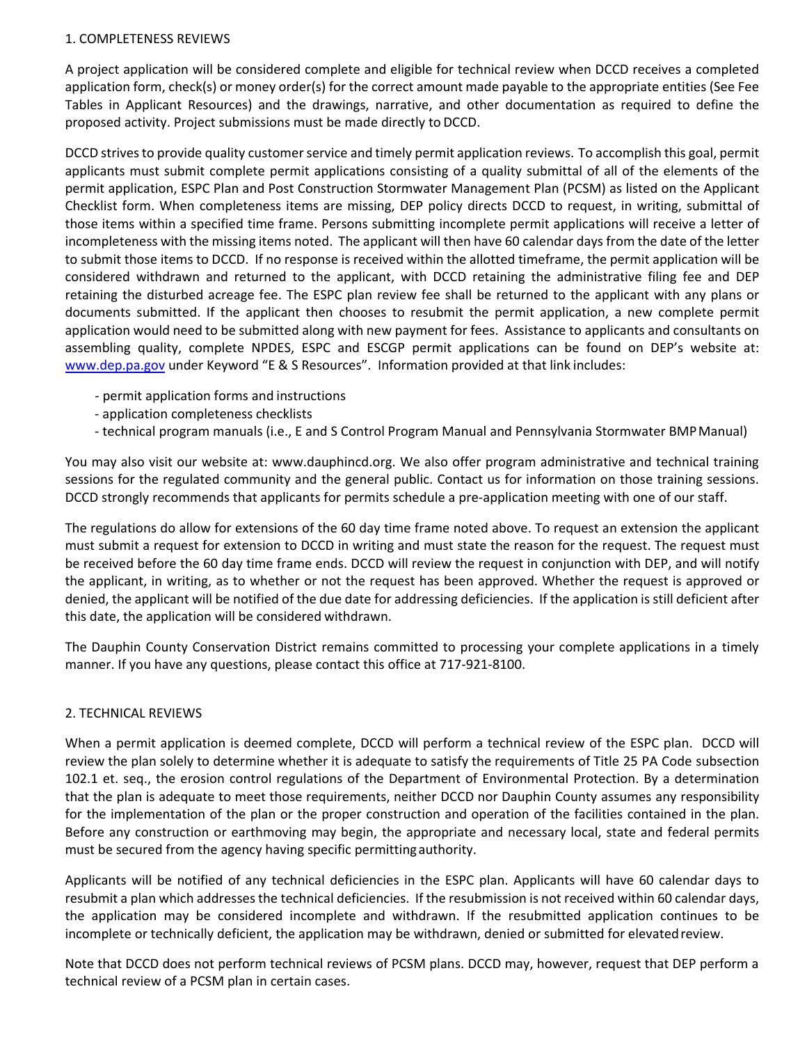## 1. COMPLETENESS REVIEWS

A project application will be considered complete and eligible for technical review when DCCD receives a completed application form, check(s) or money order(s) for the correct amount made payable to the appropriate entities (See Fee Tables in Applicant Resources) and the drawings, narrative, and other documentation as required to define the proposed activity. Project submissions must be made directly to DCCD.

DCCD strives to provide quality customer service and timely permit application reviews. To accomplish this goal, permit applicants must submit complete permit applications consisting of a quality submittal of all of the elements of the permit application, ESPC Plan and Post Construction Stormwater Management Plan (PCSM) as listed on the Applicant Checklist form. When completeness items are missing, DEP policy directs DCCD to request, in writing, submittal of those items within a specified time frame. Persons submitting incomplete permit applications will receive a letter of incompleteness with the missing items noted. The applicant will then have 60 calendar days from the date of the letter to submit those items to DCCD. If no response is received within the allotted timeframe, the permit application will be considered withdrawn and returned to the applicant, with DCCD retaining the administrative filing fee and DEP retaining the disturbed acreage fee. The ESPC plan review fee shall be returned to the applicant with any plans or documents submitted. If the applicant then chooses to resubmit the permit application, a new complete permit application would need to be submitted along with new payment for fees. Assistance to applicants and consultants on assembling quality, complete NPDES, ESPC and ESCGP permit applications can be found on DEP's website at: [www.dep.pa.gov](http://www.dep.pa.gov) under Keyword "E & S Resources". Information provided at that link includes:

- permit application forms and instructions
- application completeness checklists
- technical program manuals (i.e., E and S Control Program Manual and Pennsylvania Stormwater BMP Manual)

You may also visit our website at: www.dauphincd.org. We also offer program administrative and technical training sessions for the regulated community and the general public. Contact us for information on those training sessions. DCCD strongly recommends that applicants for permits schedule a pre-application meeting with one of our staff.

The regulations do allow for extensions of the 60 day time frame noted above. To request an extension the applicant must submit a request for extension to DCCD in writing and must state the reason for the request. The request must be received before the 60 day time frame ends. DCCD will review the request in conjunction with DEP, and will notify the applicant, in writing, as to whether or not the request has been approved. Whether the request is approved or denied, the applicant will be notified of the due date for addressing deficiencies. If the application is still deficient after this date, the application will be considered withdrawn.

The Dauphin County Conservation District remains committed to processing your complete applications in a timely manner. If you have any questions, please contact this office at 717-921-8100.

## 2. TECHNICAL REVIEWS

When a permit application is deemed complete, DCCD will perform a technical review of the ESPC plan. DCCD will review the plan solely to determine whether it is adequate to satisfy the requirements of Title 25 PA Code subsection 102.1 et. seq., the erosion control regulations of the Department of Environmental Protection. By a determination that the plan is adequate to meet those requirements, neither DCCD nor Dauphin County assumes any responsibility for the implementation of the plan or the proper construction and operation of the facilities contained in the plan. Before any construction or earthmoving may begin, the appropriate and necessary local, state and federal permits must be secured from the agency having specific permitting authority.

Applicants will be notified of any technical deficiencies in the ESPC plan. Applicants will have 60 calendar days to resubmit a plan which addresses the technical deficiencies. If the resubmission is not received within 60 calendar days, the application may be considered incomplete and withdrawn. If the resubmitted application continues to be incomplete or technically deficient, the application may be withdrawn, denied or submitted for elevated review.

Note that DCCD does not perform technical reviews of PCSM plans. DCCD may, however, request that DEP perform a technical review of a PCSM plan in certain cases.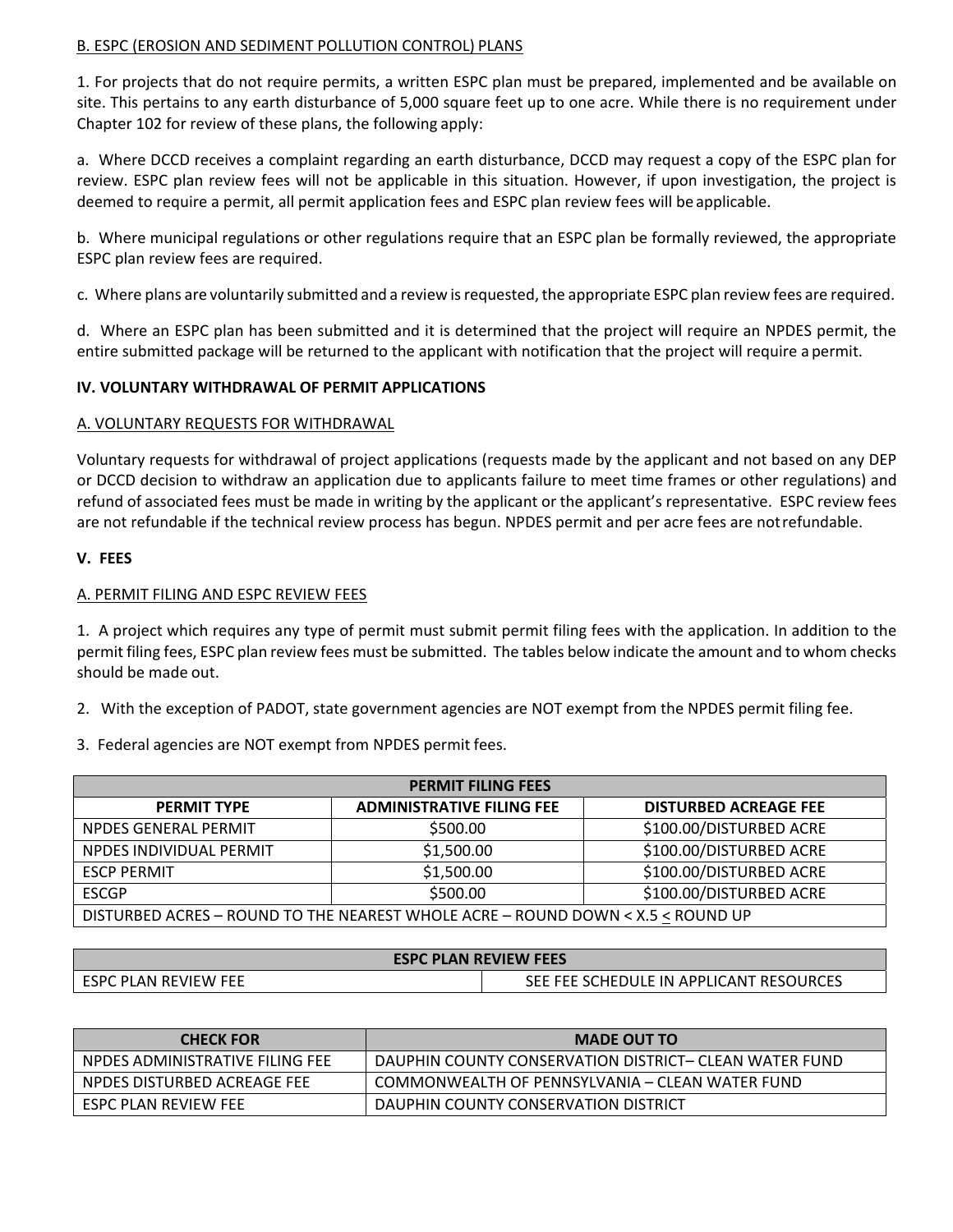B. ESPC (EROSION AND SEDIMENT POLLUTION CONTROL) PLANS

1. For projects that do not require permits, a written ESPC plan must be prepared, implemented and be available on site. This pertains to any earth disturbance of 5,000 square feet up to one acre. While there is no requirement under Chapter 102 for review of these plans, the following apply:

a. Where DCCD receives a complaint regarding an earth disturbance, DCCD may request a copy of the ESPC plan for review. ESPC plan review fees will not be applicable in this situation. However, if upon investigation, the project is deemed to require a permit, all permit application fees and ESPC plan review fees will be applicable.

b. Where municipal regulations or other regulations require that an ESPC plan be formally reviewed, the appropriate ESPC plan review fees are required.

c. Where plans are voluntarily submitted and a review is requested, the appropriate ESPC plan review fees are required.

d. Where an ESPC plan has been submitted and it is determined that the project will require an NPDES permit, the entire submitted package will be returned to the applicant with notification that the project will require a permit.

## IV. VOLUNTARY WITHDRAWAL OF PERMIT APPLICATIONS

A. VOLUNTARY REQUESTS FOR WITHDRAWAL

Voluntary requests for withdrawal of project applications (requests made by the applicant and not based on any DEP or DCCD decision to withdraw an application due to applicants failure to meet time frames or other regulations) and refund of associated fees must be made in writing by the applicant or the applicant's representative. ESPC review fees are not refundable if the technical review process has begun. NPDES permit and per acre fees are not refundable.

## V. FEES

A. PERMIT FILING AND ESPC REVIEW FEES

1. A project which requires any type of permit must submit permit filing fees with the application. In addition to the permit filing fees, ESPC plan review fees must be submitted. The tables below indicate the amount and to whom checks should be made out.

2. With the exception of PADOT, state government agencies are NOT exempt from the NPDES permit filing fee.

3. Federal agencies are NOT exempt from NPDES permit fees.

| PERMIT FILING FEES | | |
|---|---|---|
| **PERMIT TYPE** | **ADMINISTRATIVE FILING FEE** | **DISTURBED ACREAGE FEE** |
| NPDES GENERAL PERMIT | $500.00 | $100.00/DISTURBED ACRE |
| NPDES INDIVIDUAL PERMIT | $1,500.00 | $100.00/DISTURBED ACRE |
| ESCP PERMIT | $1,500.00 | $100.00/DISTURBED ACRE |
| ESCGP | $500.00 | $100.00/DISTURBED ACRE |
| DISTURBED ACRES – ROUND TO THE NEAREST WHOLE ACRE – ROUND DOWN < X.5 ≤ ROUND UP | | |

| ESPC PLAN REVIEW FEES | |
|---|---|
| ESPC PLAN REVIEW FEE | SEE FEE SCHEDULE IN APPLICANT RESOURCES |

| CHECK FOR | MADE OUT TO |
|---|---|
| NPDES ADMINISTRATIVE FILING FEE | DAUPHIN COUNTY CONSERVATION DISTRICT– CLEAN WATER FUND |
| NPDES DISTURBED ACREAGE FEE | COMMONWEALTH OF PENNSYLVANIA – CLEAN WATER FUND |
| ESPC PLAN REVIEW FEE | DAUPHIN COUNTY CONSERVATION DISTRICT |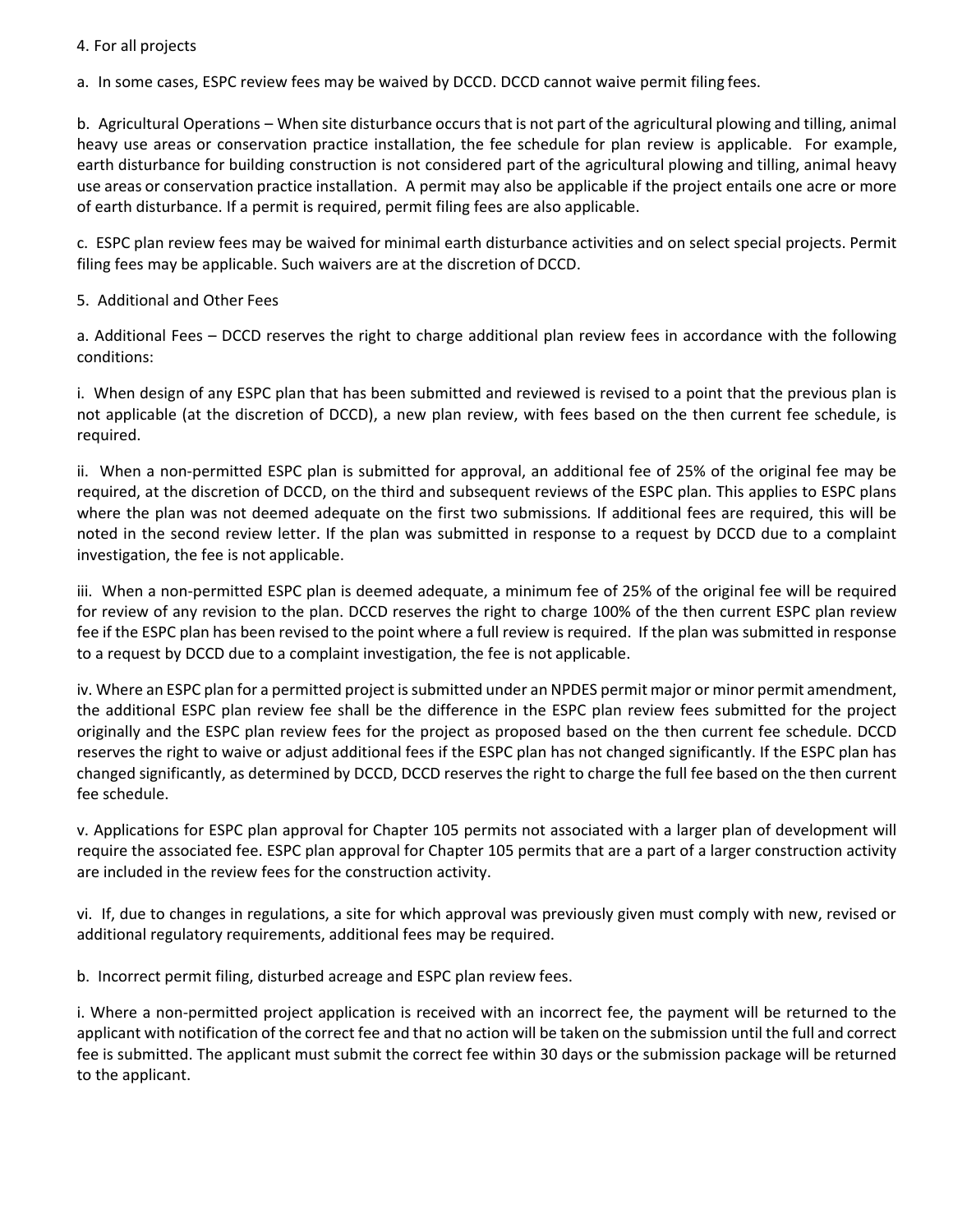4. For all projects

a. In some cases, ESPC review fees may be waived by DCCD. DCCD cannot waive permit filing fees.

b. Agricultural Operations – When site disturbance occurs that is not part of the agricultural plowing and tilling, animal heavy use areas or conservation practice installation, the fee schedule for plan review is applicable. For example, earth disturbance for building construction is not considered part of the agricultural plowing and tilling, animal heavy use areas or conservation practice installation. A permit may also be applicable if the project entails one acre or more of earth disturbance. If a permit is required, permit filing fees are also applicable.

c. ESPC plan review fees may be waived for minimal earth disturbance activities and on select special projects. Permit filing fees may be applicable. Such waivers are at the discretion of DCCD.

5. Additional and Other Fees

a. Additional Fees – DCCD reserves the right to charge additional plan review fees in accordance with the following conditions:

i. When design of any ESPC plan that has been submitted and reviewed is revised to a point that the previous plan is not applicable (at the discretion of DCCD), a new plan review, with fees based on the then current fee schedule, is required.

ii. When a non-permitted ESPC plan is submitted for approval, an additional fee of 25% of the original fee may be required, at the discretion of DCCD, on the third and subsequent reviews of the ESPC plan. This applies to ESPC plans where the plan was not deemed adequate on the first two submissions. If additional fees are required, this will be noted in the second review letter. If the plan was submitted in response to a request by DCCD due to a complaint investigation, the fee is not applicable.

iii. When a non-permitted ESPC plan is deemed adequate, a minimum fee of 25% of the original fee will be required for review of any revision to the plan. DCCD reserves the right to charge 100% of the then current ESPC plan review fee if the ESPC plan has been revised to the point where a full review is required. If the plan was submitted in response to a request by DCCD due to a complaint investigation, the fee is not applicable.

iv. Where an ESPC plan for a permitted project is submitted under an NPDES permit major or minor permit amendment, the additional ESPC plan review fee shall be the difference in the ESPC plan review fees submitted for the project originally and the ESPC plan review fees for the project as proposed based on the then current fee schedule. DCCD reserves the right to waive or adjust additional fees if the ESPC plan has not changed significantly. If the ESPC plan has changed significantly, as determined by DCCD, DCCD reserves the right to charge the full fee based on the then current fee schedule.

v. Applications for ESPC plan approval for Chapter 105 permits not associated with a larger plan of development will require the associated fee. ESPC plan approval for Chapter 105 permits that are a part of a larger construction activity are included in the review fees for the construction activity.

vi. If, due to changes in regulations, a site for which approval was previously given must comply with new, revised or additional regulatory requirements, additional fees may be required.

b. Incorrect permit filing, disturbed acreage and ESPC plan review fees.

i. Where a non-permitted project application is received with an incorrect fee, the payment will be returned to the applicant with notification of the correct fee and that no action will be taken on the submission until the full and correct fee is submitted. The applicant must submit the correct fee within 30 days or the submission package will be returned to the applicant.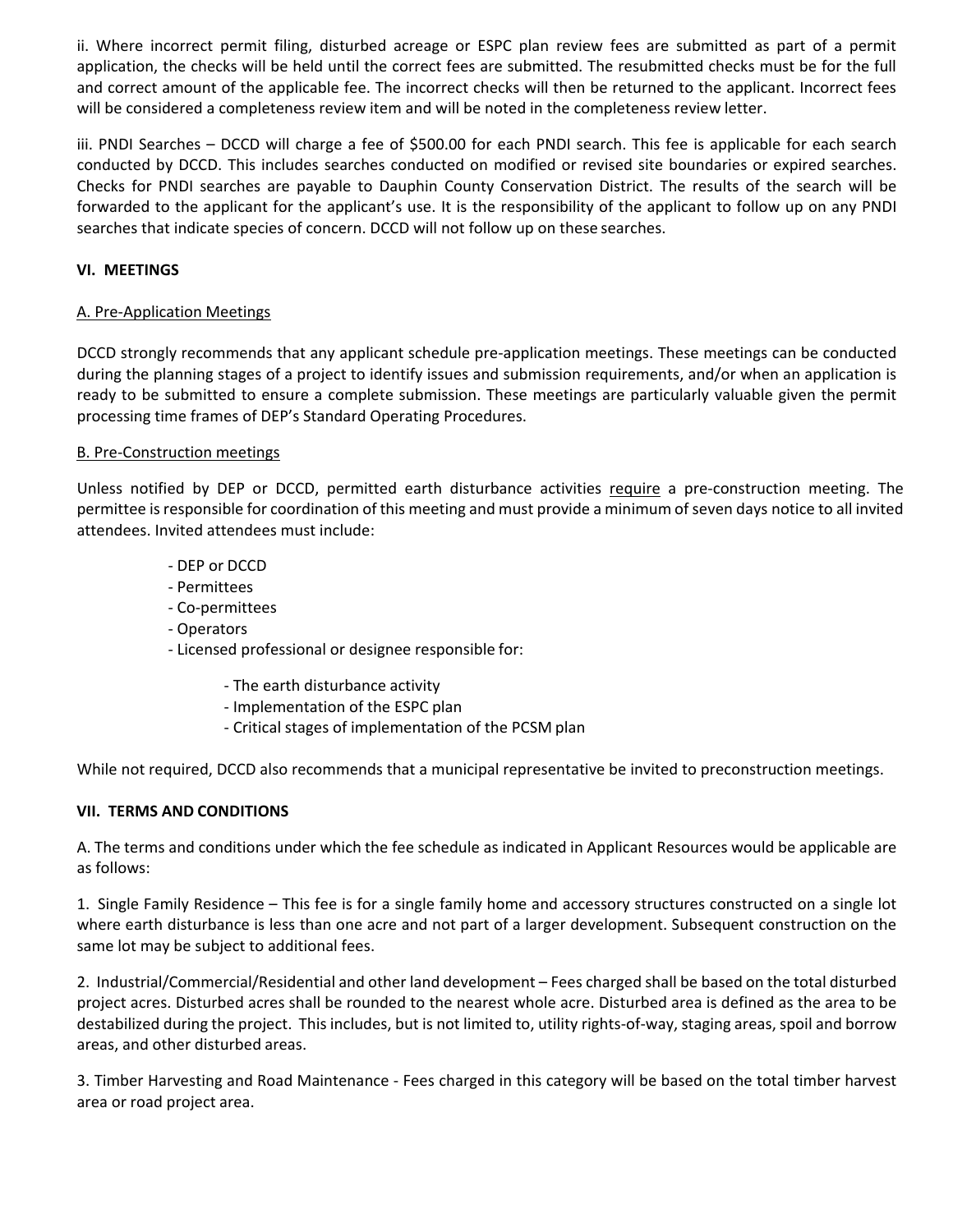ii. Where incorrect permit filing, disturbed acreage or ESPC plan review fees are submitted as part of a permit application, the checks will be held until the correct fees are submitted. The resubmitted checks must be for the full and correct amount of the applicable fee. The incorrect checks will then be returned to the applicant. Incorrect fees will be considered a completeness review item and will be noted in the completeness review letter.

iii. PNDI Searches – DCCD will charge a fee of $500.00 for each PNDI search. This fee is applicable for each search conducted by DCCD. This includes searches conducted on modified or revised site boundaries or expired searches. Checks for PNDI searches are payable to Dauphin County Conservation District. The results of the search will be forwarded to the applicant for the applicant's use. It is the responsibility of the applicant to follow up on any PNDI searches that indicate species of concern. DCCD will not follow up on these searches.

## VI. MEETINGS

### A. Pre-Application Meetings

DCCD strongly recommends that any applicant schedule pre-application meetings. These meetings can be conducted during the planning stages of a project to identify issues and submission requirements, and/or when an application is ready to be submitted to ensure a complete submission. These meetings are particularly valuable given the permit processing time frames of DEP's Standard Operating Procedures.

### B. Pre-Construction meetings

Unless notified by DEP or DCCD, permitted earth disturbance activities require a pre-construction meeting. The permittee is responsible for coordination of this meeting and must provide a minimum of seven days notice to all invited attendees. Invited attendees must include:

- DEP or DCCD
- Permittees
- Co-permittees
- Operators
- Licensed professional or designee responsible for:
  - The earth disturbance activity
  - Implementation of the ESPC plan
  - Critical stages of implementation of the PCSM plan

While not required, DCCD also recommends that a municipal representative be invited to preconstruction meetings.

## VII. TERMS AND CONDITIONS

A. The terms and conditions under which the fee schedule as indicated in Applicant Resources would be applicable are as follows:

1. Single Family Residence – This fee is for a single family home and accessory structures constructed on a single lot where earth disturbance is less than one acre and not part of a larger development. Subsequent construction on the same lot may be subject to additional fees.

2. Industrial/Commercial/Residential and other land development – Fees charged shall be based on the total disturbed project acres. Disturbed acres shall be rounded to the nearest whole acre. Disturbed area is defined as the area to be destabilized during the project. This includes, but is not limited to, utility rights-of-way, staging areas, spoil and borrow areas, and other disturbed areas.

3. Timber Harvesting and Road Maintenance - Fees charged in this category will be based on the total timber harvest area or road project area.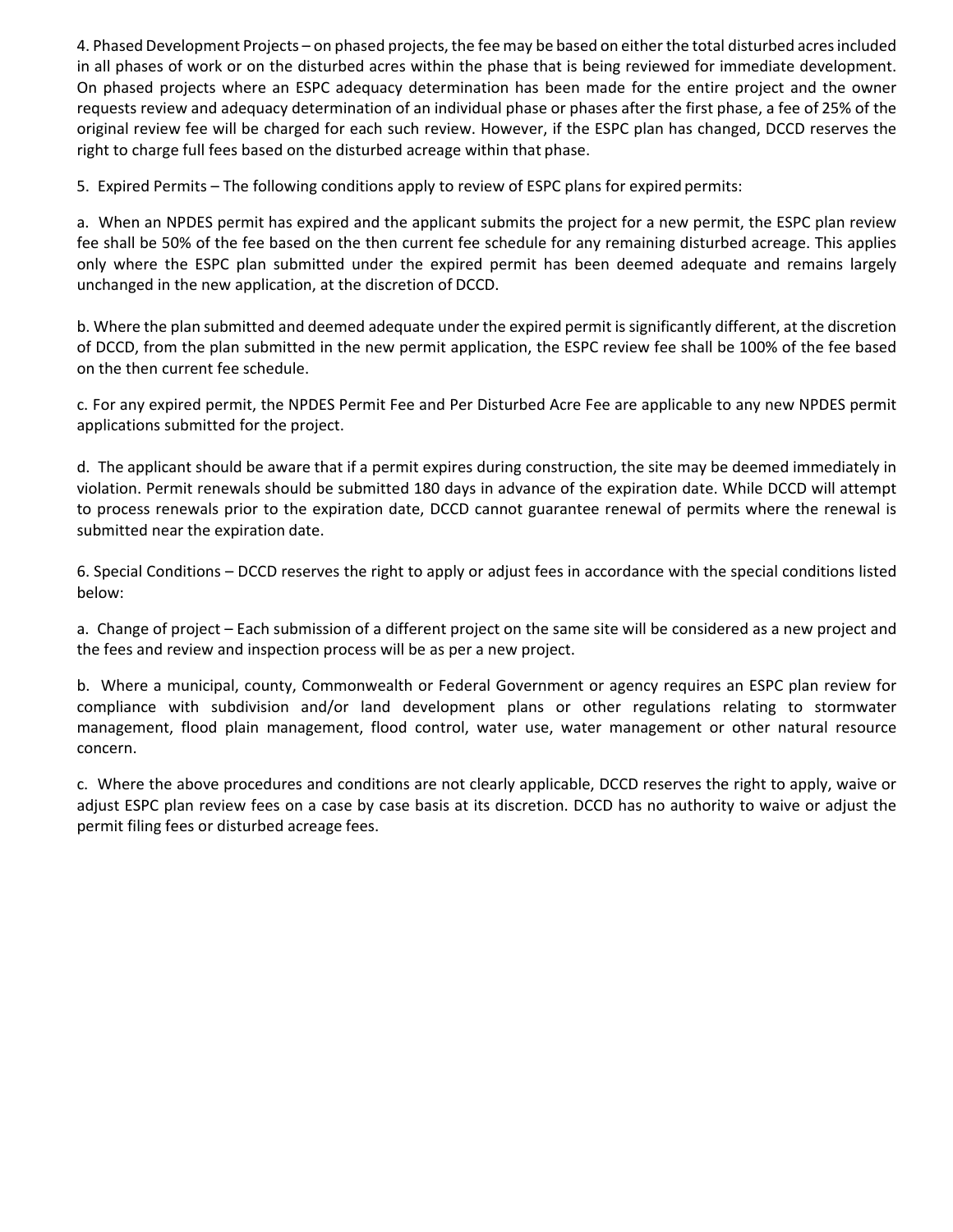4. Phased Development Projects – on phased projects, the fee may be based on either the total disturbed acres included in all phases of work or on the disturbed acres within the phase that is being reviewed for immediate development. On phased projects where an ESPC adequacy determination has been made for the entire project and the owner requests review and adequacy determination of an individual phase or phases after the first phase, a fee of 25% of the original review fee will be charged for each such review. However, if the ESPC plan has changed, DCCD reserves the right to charge full fees based on the disturbed acreage within that phase.

5. Expired Permits – The following conditions apply to review of ESPC plans for expired permits:

a. When an NPDES permit has expired and the applicant submits the project for a new permit, the ESPC plan review fee shall be 50% of the fee based on the then current fee schedule for any remaining disturbed acreage. This applies only where the ESPC plan submitted under the expired permit has been deemed adequate and remains largely unchanged in the new application, at the discretion of DCCD.

b. Where the plan submitted and deemed adequate under the expired permit is significantly different, at the discretion of DCCD, from the plan submitted in the new permit application, the ESPC review fee shall be 100% of the fee based on the then current fee schedule.

c. For any expired permit, the NPDES Permit Fee and Per Disturbed Acre Fee are applicable to any new NPDES permit applications submitted for the project.

d. The applicant should be aware that if a permit expires during construction, the site may be deemed immediately in violation. Permit renewals should be submitted 180 days in advance of the expiration date. While DCCD will attempt to process renewals prior to the expiration date, DCCD cannot guarantee renewal of permits where the renewal is submitted near the expiration date.

6. Special Conditions – DCCD reserves the right to apply or adjust fees in accordance with the special conditions listed below:

a. Change of project – Each submission of a different project on the same site will be considered as a new project and the fees and review and inspection process will be as per a new project.

b. Where a municipal, county, Commonwealth or Federal Government or agency requires an ESPC plan review for compliance with subdivision and/or land development plans or other regulations relating to stormwater management, flood plain management, flood control, water use, water management or other natural resource concern.

c. Where the above procedures and conditions are not clearly applicable, DCCD reserves the right to apply, waive or adjust ESPC plan review fees on a case by case basis at its discretion. DCCD has no authority to waive or adjust the permit filing fees or disturbed acreage fees.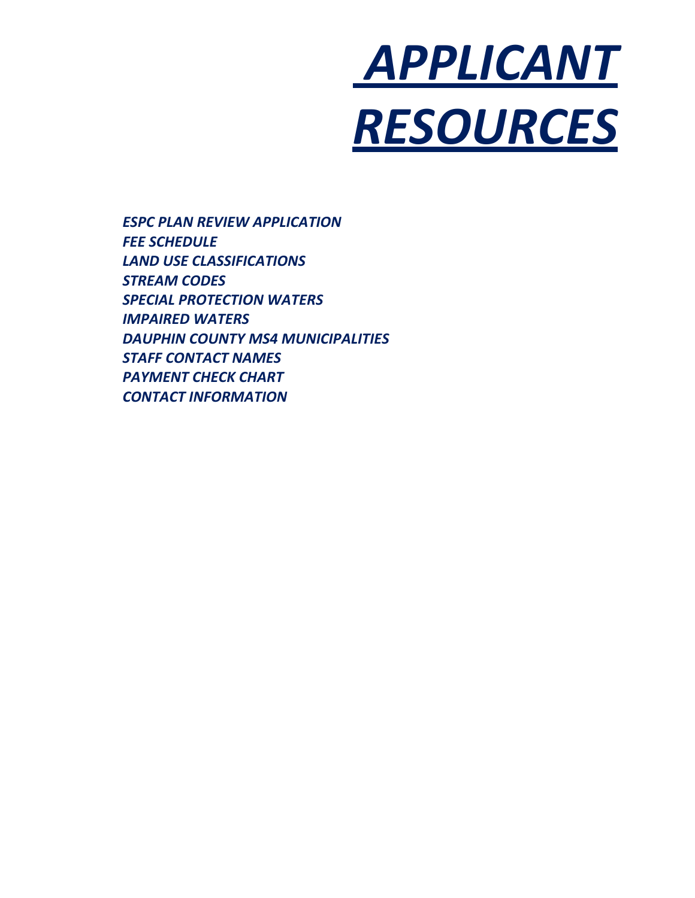# *APPLICANT RESOURCES*

***ESPC PLAN REVIEW APPLICATION***
***FEE SCHEDULE***
***LAND USE CLASSIFICATIONS***
***STREAM CODES***
***SPECIAL PROTECTION WATERS***
***IMPAIRED WATERS***
***DAUPHIN COUNTY MS4 MUNICIPALITIES***
***STAFF CONTACT NAMES***
***PAYMENT CHECK CHART***
***CONTACT INFORMATION***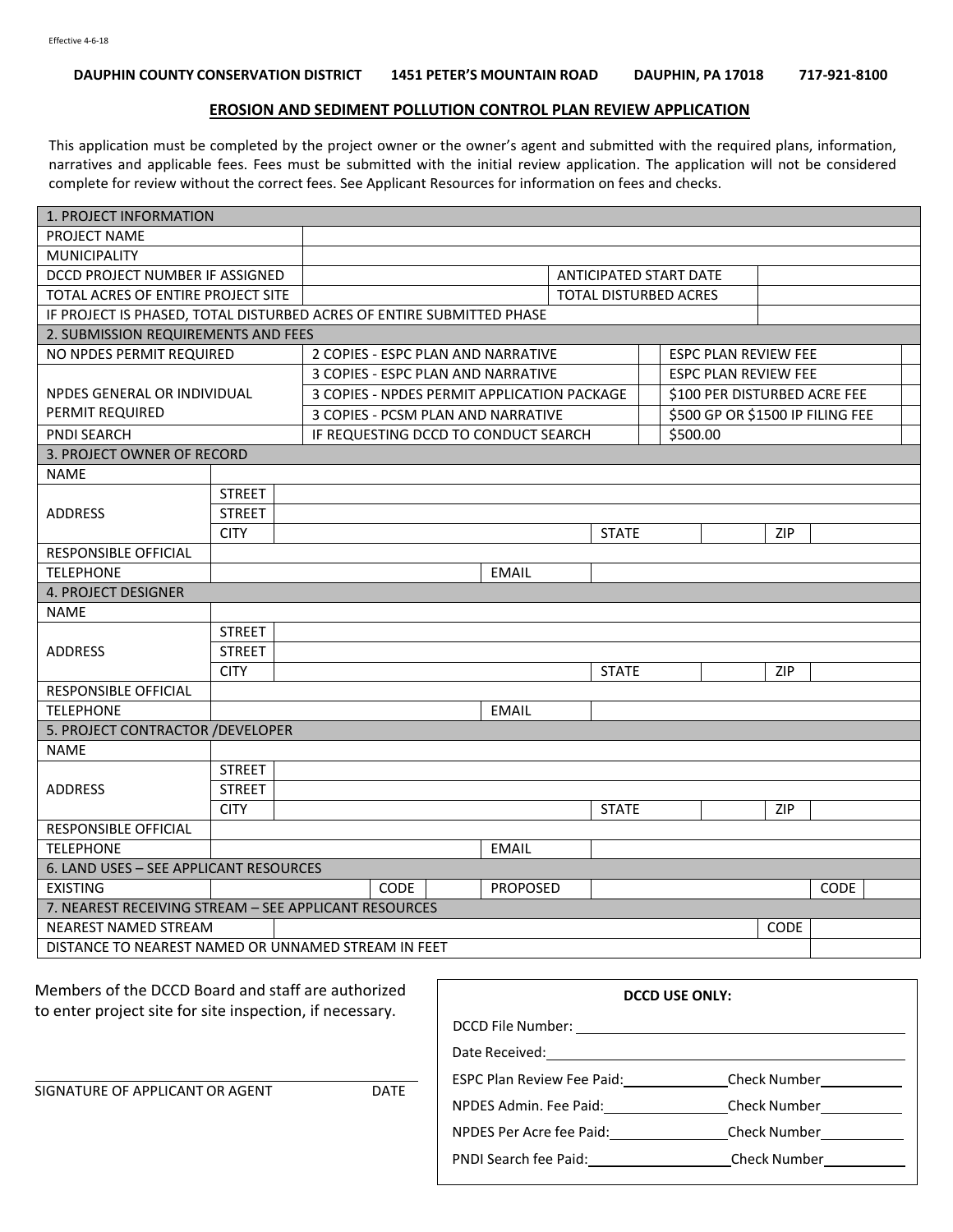Effective 4-6-18

**DAUPHIN COUNTY CONSERVATION DISTRICT 1451 PETER'S MOUNTAIN ROAD DAUPHIN, PA 17018 717-921-8100**

## EROSION AND SEDIMENT POLLUTION CONTROL PLAN REVIEW APPLICATION

This application must be completed by the project owner or the owner's agent and submitted with the required plans, information, narratives and applicable fees. Fees must be submitted with the initial review application. The application will not be considered complete for review without the correct fees. See Applicant Resources for information on fees and checks.

| 1. PROJECT INFORMATION | | | |
|---|---|---|---|
| PROJECT NAME | | | |
| MUNICIPALITY | | | |
| DCCD PROJECT NUMBER IF ASSIGNED | | ANTICIPATED START DATE | |
| TOTAL ACRES OF ENTIRE PROJECT SITE | | TOTAL DISTURBED ACRES | |
| IF PROJECT IS PHASED, TOTAL DISTURBED ACRES OF ENTIRE SUBMITTED PHASE | | | |

| 2. SUBMISSION REQUIREMENTS AND FEES | | | | |
|---|---|---|---|---|
| NO NPDES PERMIT REQUIRED | 2 COPIES - ESPC PLAN AND NARRATIVE | | ESPC PLAN REVIEW FEE | |
| NPDES GENERAL OR INDIVIDUAL PERMIT REQUIRED | 3 COPIES - ESPC PLAN AND NARRATIVE | | ESPC PLAN REVIEW FEE | |
| | 3 COPIES - NPDES PERMIT APPLICATION PACKAGE | | $100 PER DISTURBED ACRE FEE | |
| | 3 COPIES - PCSM PLAN AND NARRATIVE | | $500 GP OR $1500 IP FILING FEE | |
| PNDI SEARCH | IF REQUESTING DCCD TO CONDUCT SEARCH | | $500.00 | |

| 3. PROJECT OWNER OF RECORD | | | | | | |
|---|---|---|---|---|---|---|
| NAME | | | | | | |
| ADDRESS | STREET | | | | | |
| | STREET | | | | | |
| | CITY | | STATE | | ZIP | |
| RESPONSIBLE OFFICIAL | | | | | | |
| TELEPHONE | | EMAIL | | | | |

| 4. PROJECT DESIGNER | | | | | | |
|---|---|---|---|---|---|---|
| NAME | | | | | | |
| ADDRESS | STREET | | | | | |
| | STREET | | | | | |
| | CITY | | STATE | | ZIP | |
| RESPONSIBLE OFFICIAL | | | | | | |
| TELEPHONE | | EMAIL | | | | |

| 5. PROJECT CONTRACTOR /DEVELOPER | | | | | | |
|---|---|---|---|---|---|---|
| NAME | | | | | | |
| ADDRESS | STREET | | | | | |
| | STREET | | | | | |
| | CITY | | STATE | | ZIP | |
| RESPONSIBLE OFFICIAL | | | | | | |
| TELEPHONE | | EMAIL | | | | |

| 6. LAND USES – SEE APPLICANT RESOURCES | | | | | | | |
|---|---|---|---|---|---|---|---|
| EXISTING | | CODE | | PROPOSED | | CODE | |

| 7. NEAREST RECEIVING STREAM – SEE APPLICANT RESOURCES | | | |
|---|---|---|---|
| NEAREST NAMED STREAM | | CODE | |
| DISTANCE TO NEAREST NAMED OR UNNAMED STREAM IN FEET | | | |

Members of the DCCD Board and staff are authorized to enter project site for site inspection, if necessary.

SIGNATURE OF APPLICANT OR AGENT DATE

**DCCD USE ONLY:**

DCCD File Number: \_\_\_\_\_\_\_\_\_\_

Date Received: \_\_\_\_\_\_\_\_\_\_

ESPC Plan Review Fee Paid: \_\_\_\_\_\_\_\_\_\_ Check Number \_\_\_\_\_\_\_\_\_\_

NPDES Admin. Fee Paid: \_\_\_\_\_\_\_\_\_\_ Check Number \_\_\_\_\_\_\_\_\_\_

NPDES Per Acre fee Paid: \_\_\_\_\_\_\_\_\_\_ Check Number \_\_\_\_\_\_\_\_\_\_

PNDI Search fee Paid: \_\_\_\_\_\_\_\_\_\_ Check Number \_\_\_\_\_\_\_\_\_\_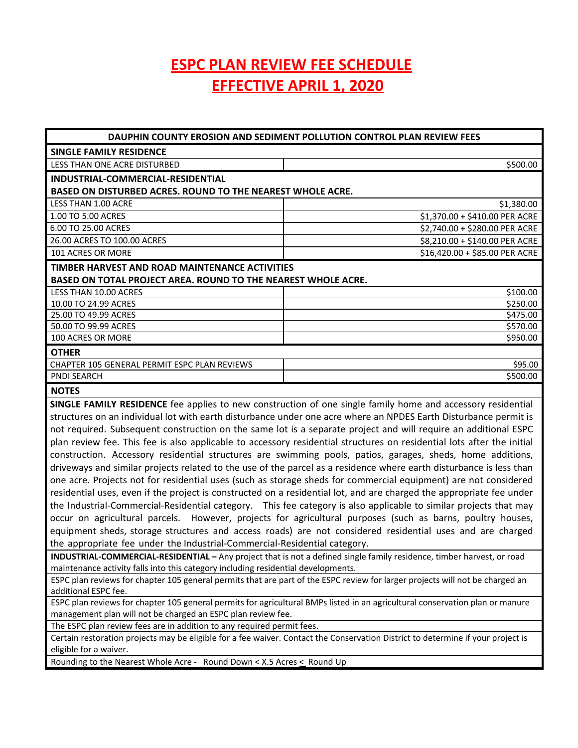# ESPC PLAN REVIEW FEE SCHEDULE
# EFFECTIVE APRIL 1, 2020

| DAUPHIN COUNTY EROSION AND SEDIMENT POLLUTION CONTROL PLAN REVIEW FEES | |
|---|---|
| **SINGLE FAMILY RESIDENCE** | |
| LESS THAN ONE ACRE DISTURBED | $500.00 |
| **INDUSTRIAL-COMMERCIAL-RESIDENTIAL** **BASED ON DISTURBED ACRES. ROUND TO THE NEAREST WHOLE ACRE.** | |
| LESS THAN 1.00 ACRE | $1,380.00 |
| 1.00 TO 5.00 ACRES | $1,370.00 + $410.00 PER ACRE |
| 6.00 TO 25.00 ACRES | $2,740.00 + $280.00 PER ACRE |
| 26.00 ACRES TO 100.00 ACRES | $8,210.00 + $140.00 PER ACRE |
| 101 ACRES OR MORE | $16,420.00 + $85.00 PER ACRE |
| **TIMBER HARVEST AND ROAD MAINTENANCE ACTIVITIES** **BASED ON TOTAL PROJECT AREA. ROUND TO THE NEAREST WHOLE ACRE.** | |
| LESS THAN 10.00 ACRES | $100.00 |
| 10.00 TO 24.99 ACRES | $250.00 |
| 25.00 TO 49.99 ACRES | $475.00 |
| 50.00 TO 99.99 ACRES | $570.00 |
| 100 ACRES OR MORE | $950.00 |
| **OTHER** | |
| CHAPTER 105 GENERAL PERMIT ESPC PLAN REVIEWS | $95.00 |
| PNDI SEARCH | $500.00 |

**NOTES**

**SINGLE FAMILY RESIDENCE** fee applies to new construction of one single family home and accessory residential structures on an individual lot with earth disturbance under one acre where an NPDES Earth Disturbance permit is not required. Subsequent construction on the same lot is a separate project and will require an additional ESPC plan review fee. This fee is also applicable to accessory residential structures on residential lots after the initial construction. Accessory residential structures are swimming pools, patios, garages, sheds, home additions, driveways and similar projects related to the use of the parcel as a residence where earth disturbance is less than one acre. Projects not for residential uses (such as storage sheds for commercial equipment) are not considered residential uses, even if the project is constructed on a residential lot, and are charged the appropriate fee under the Industrial-Commercial-Residential category. This fee category is also applicable to similar projects that may occur on agricultural parcels. However, projects for agricultural purposes (such as barns, poultry houses, equipment sheds, storage structures and access roads) are not considered residential uses and are charged the appropriate fee under the Industrial-Commercial-Residential category.

**INDUSTRIAL-COMMERCIAL-RESIDENTIAL –** Any project that is not a defined single family residence, timber harvest, or road maintenance activity falls into this category including residential developments.

ESPC plan reviews for chapter 105 general permits that are part of the ESPC review for larger projects will not be charged an additional ESPC fee.

ESPC plan reviews for chapter 105 general permits for agricultural BMPs listed in an agricultural conservation plan or manure management plan will not be charged an ESPC plan review fee.

The ESPC plan review fees are in addition to any required permit fees.

Certain restoration projects may be eligible for a fee waiver. Contact the Conservation District to determine if your project is eligible for a waiver.

Rounding to the Nearest Whole Acre - Round Down < X.5 Acres ≤ Round Up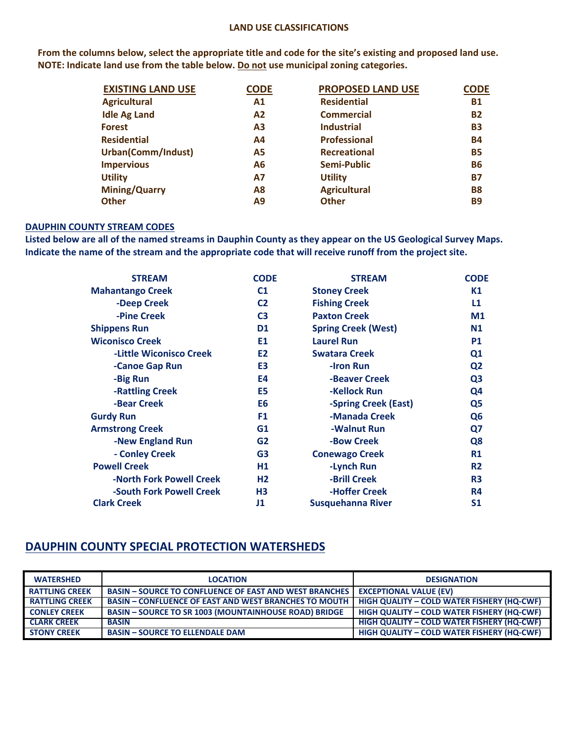## LAND USE CLASSIFICATIONS

**From the columns below, select the appropriate title and code for the site's existing and proposed land use. NOTE: Indicate land use from the table below. Do not use municipal zoning categories.**

| EXISTING LAND USE | CODE | PROPOSED LAND USE | CODE |
|---|---|---|---|
| Agricultural | A1 | Residential | B1 |
| Idle Ag Land | A2 | Commercial | B2 |
| Forest | A3 | Industrial | B3 |
| Residential | A4 | Professional | B4 |
| Urban(Comm/Indust) | A5 | Recreational | B5 |
| Impervious | A6 | Semi-Public | B6 |
| Utility | A7 | Utility | B7 |
| Mining/Quarry | A8 | Agricultural | B8 |
| Other | A9 | Other | B9 |

## DAUPHIN COUNTY STREAM CODES

**Listed below are all of the named streams in Dauphin County as they appear on the US Geological Survey Maps. Indicate the name of the stream and the appropriate code that will receive runoff from the project site.**

| STREAM | CODE | STREAM | CODE |
|---|---|---|---|
| Mahantango Creek | C1 | Stoney Creek | K1 |
| -Deep Creek | C2 | Fishing Creek | L1 |
| -Pine Creek | C3 | Paxton Creek | M1 |
| Shippens Run | D1 | Spring Creek (West) | N1 |
| Wiconisco Creek | E1 | Laurel Run | P1 |
| -Little Wiconisco Creek | E2 | Swatara Creek | Q1 |
| -Canoe Gap Run | E3 | -Iron Run | Q2 |
| -Big Run | E4 | -Beaver Creek | Q3 |
| -Rattling Creek | E5 | -Kellock Run | Q4 |
| -Bear Creek | E6 | -Spring Creek (East) | Q5 |
| Gurdy Run | F1 | -Manada Creek | Q6 |
| Armstrong Creek | G1 | -Walnut Run | Q7 |
| -New England Run | G2 | -Bow Creek | Q8 |
| - Conley Creek | G3 | Conewago Creek | R1 |
| Powell Creek | H1 | -Lynch Run | R2 |
| -North Fork Powell Creek | H2 | -Brill Creek | R3 |
| -South Fork Powell Creek | H3 | -Hoffer Creek | R4 |
| Clark Creek | J1 | Susquehanna River | S1 |

## DAUPHIN COUNTY SPECIAL PROTECTION WATERSHEDS

| WATERSHED | LOCATION | DESIGNATION |
|---|---|---|
| RATTLING CREEK | BASIN – SOURCE TO CONFLUENCE OF EAST AND WEST BRANCHES | EXCEPTIONAL VALUE (EV) |
| RATTLING CREEK | BASIN – CONFLUENCE OF EAST AND WEST BRANCHES TO MOUTH | HIGH QUALITY – COLD WATER FISHERY (HQ-CWF) |
| CONLEY CREEK | BASIN – SOURCE TO SR 1003 (MOUNTAINHOUSE ROAD) BRIDGE | HIGH QUALITY – COLD WATER FISHERY (HQ-CWF) |
| CLARK CREEK | BASIN | HIGH QUALITY – COLD WATER FISHERY (HQ-CWF) |
| STONY CREEK | BASIN – SOURCE TO ELLENDALE DAM | HIGH QUALITY – COLD WATER FISHERY (HQ-CWF) |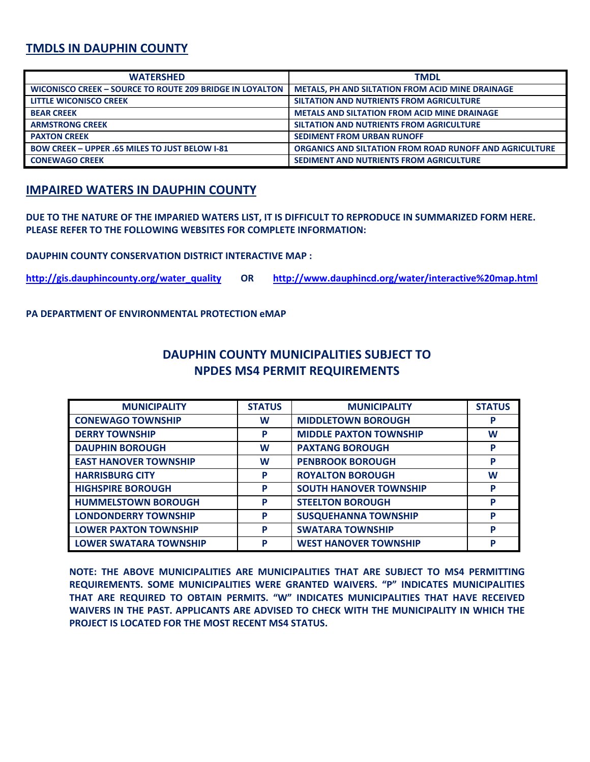## TMDLS IN DAUPHIN COUNTY

| WATERSHED | TMDL |
|---|---|
| WICONISCO CREEK – SOURCE TO ROUTE 209 BRIDGE IN LOYALTON | METALS, PH AND SILTATION FROM ACID MINE DRAINAGE |
| LITTLE WICONISCO CREEK | SILTATION AND NUTRIENTS FROM AGRICULTURE |
| BEAR CREEK | METALS AND SILTATION FROM ACID MINE DRAINAGE |
| ARMSTRONG CREEK | SILTATION AND NUTRIENTS FROM AGRICULTURE |
| PAXTON CREEK | SEDIMENT FROM URBAN RUNOFF |
| BOW CREEK – UPPER .65 MILES TO JUST BELOW I-81 | ORGANICS AND SILTATION FROM ROAD RUNOFF AND AGRICULTURE |
| CONEWAGO CREEK | SEDIMENT AND NUTRIENTS FROM AGRICULTURE |

## IMPAIRED WATERS IN DAUPHIN COUNTY

**DUE TO THE NATURE OF THE IMPARIED WATERS LIST, IT IS DIFFICULT TO REPRODUCE IN SUMMARIZED FORM HERE. PLEASE REFER TO THE FOLLOWING WEBSITES FOR COMPLETE INFORMATION:**

**DAUPHIN COUNTY CONSERVATION DISTRICT INTERACTIVE MAP :**

**http://gis.dauphincounty.org/water_quality OR http://www.dauphincd.org/water/interactive%20map.html**

**PA DEPARTMENT OF ENVIRONMENTAL PROTECTION eMAP**

## DAUPHIN COUNTY MUNICIPALITIES SUBJECT TO NPDES MS4 PERMIT REQUIREMENTS

| MUNICIPALITY | STATUS | MUNICIPALITY | STATUS |
|---|---|---|---|
| CONEWAGO TOWNSHIP | W | MIDDLETOWN BOROUGH | P |
| DERRY TOWNSHIP | P | MIDDLE PAXTON TOWNSHIP | W |
| DAUPHIN BOROUGH | W | PAXTANG BOROUGH | P |
| EAST HANOVER TOWNSHIP | W | PENBROOK BOROUGH | P |
| HARRISBURG CITY | P | ROYALTON BOROUGH | W |
| HIGHSPIRE BOROUGH | P | SOUTH HANOVER TOWNSHIP | P |
| HUMMELSTOWN BOROUGH | P | STEELTON BOROUGH | P |
| LONDONDERRY TOWNSHIP | P | SUSQUEHANNA TOWNSHIP | P |
| LOWER PAXTON TOWNSHIP | P | SWATARA TOWNSHIP | P |
| LOWER SWATARA TOWNSHIP | P | WEST HANOVER TOWNSHIP | P |

**NOTE: THE ABOVE MUNICIPALITIES ARE MUNICIPALITIES THAT ARE SUBJECT TO MS4 PERMITTING REQUIREMENTS. SOME MUNICIPALITIES WERE GRANTED WAIVERS. "P" INDICATES MUNICIPALITIES THAT ARE REQUIRED TO OBTAIN PERMITS. "W" INDICATES MUNICIPALITIES THAT HAVE RECEIVED WAIVERS IN THE PAST. APPLICANTS ARE ADVISED TO CHECK WITH THE MUNICIPALITY IN WHICH THE PROJECT IS LOCATED FOR THE MOST RECENT MS4 STATUS.**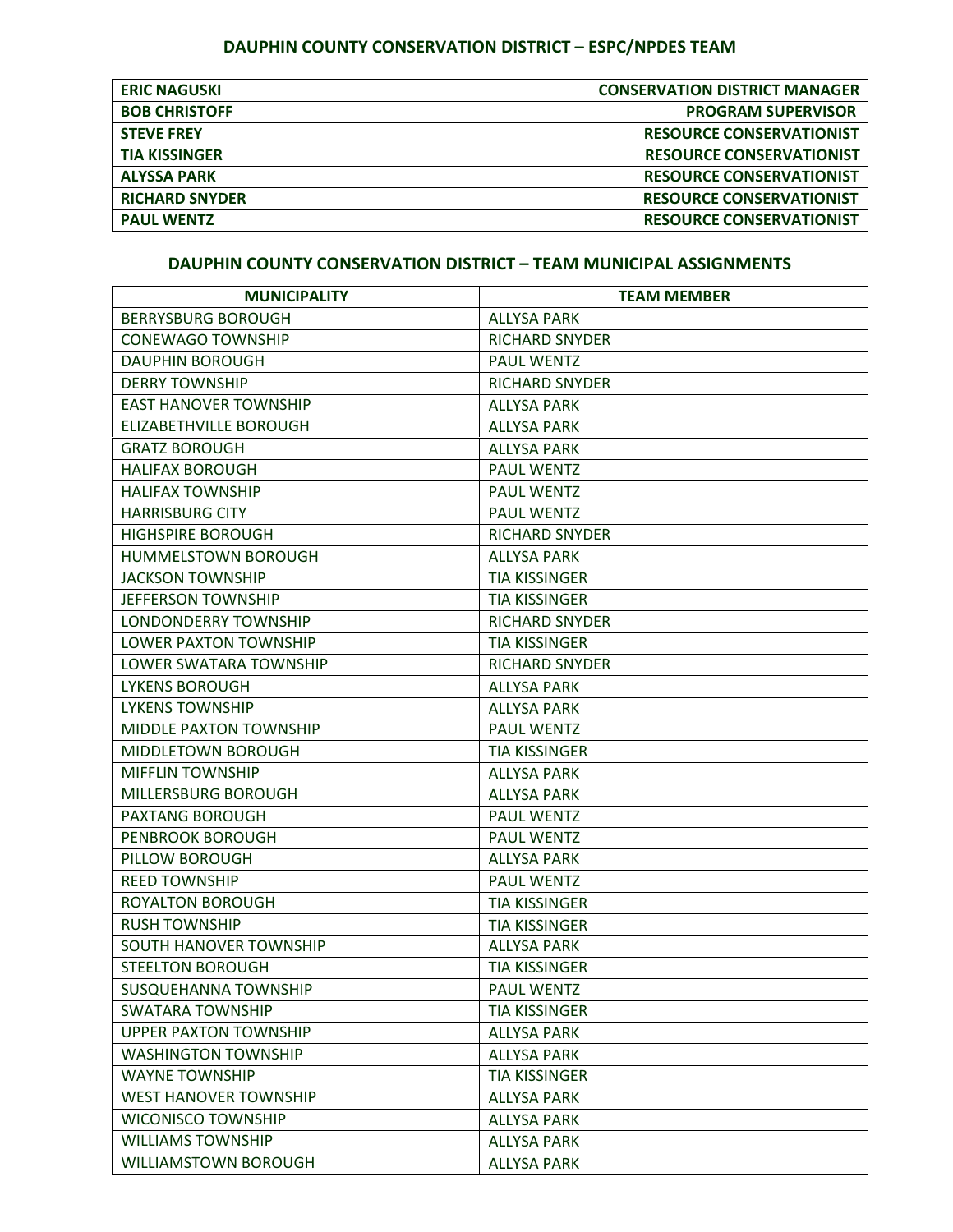## DAUPHIN COUNTY CONSERVATION DISTRICT – ESPC/NPDES TEAM

| | |
|---|---|
| **ERIC NAGUSKI** | **CONSERVATION DISTRICT MANAGER** |
| **BOB CHRISTOFF** | **PROGRAM SUPERVISOR** |
| **STEVE FREY** | **RESOURCE CONSERVATIONIST** |
| **TIA KISSINGER** | **RESOURCE CONSERVATIONIST** |
| **ALYSSA PARK** | **RESOURCE CONSERVATIONIST** |
| **RICHARD SNYDER** | **RESOURCE CONSERVATIONIST** |
| **PAUL WENTZ** | **RESOURCE CONSERVATIONIST** |

## DAUPHIN COUNTY CONSERVATION DISTRICT – TEAM MUNICIPAL ASSIGNMENTS

| MUNICIPALITY | TEAM MEMBER |
|---|---|
| BERRYSBURG BOROUGH | ALLYSA PARK |
| CONEWAGO TOWNSHIP | RICHARD SNYDER |
| DAUPHIN BOROUGH | PAUL WENTZ |
| DERRY TOWNSHIP | RICHARD SNYDER |
| EAST HANOVER TOWNSHIP | ALLYSA PARK |
| ELIZABETHVILLE BOROUGH | ALLYSA PARK |
| GRATZ BOROUGH | ALLYSA PARK |
| HALIFAX BOROUGH | PAUL WENTZ |
| HALIFAX TOWNSHIP | PAUL WENTZ |
| HARRISBURG CITY | PAUL WENTZ |
| HIGHSPIRE BOROUGH | RICHARD SNYDER |
| HUMMELSTOWN BOROUGH | ALLYSA PARK |
| JACKSON TOWNSHIP | TIA KISSINGER |
| JEFFERSON TOWNSHIP | TIA KISSINGER |
| LONDONDERRY TOWNSHIP | RICHARD SNYDER |
| LOWER PAXTON TOWNSHIP | TIA KISSINGER |
| LOWER SWATARA TOWNSHIP | RICHARD SNYDER |
| LYKENS BOROUGH | ALLYSA PARK |
| LYKENS TOWNSHIP | ALLYSA PARK |
| MIDDLE PAXTON TOWNSHIP | PAUL WENTZ |
| MIDDLETOWN BOROUGH | TIA KISSINGER |
| MIFFLIN TOWNSHIP | ALLYSA PARK |
| MILLERSBURG BOROUGH | ALLYSA PARK |
| PAXTANG BOROUGH | PAUL WENTZ |
| PENBROOK BOROUGH | PAUL WENTZ |
| PILLOW BOROUGH | ALLYSA PARK |
| REED TOWNSHIP | PAUL WENTZ |
| ROYALTON BOROUGH | TIA KISSINGER |
| RUSH TOWNSHIP | TIA KISSINGER |
| SOUTH HANOVER TOWNSHIP | ALLYSA PARK |
| STEELTON BOROUGH | TIA KISSINGER |
| SUSQUEHANNA TOWNSHIP | PAUL WENTZ |
| SWATARA TOWNSHIP | TIA KISSINGER |
| UPPER PAXTON TOWNSHIP | ALLYSA PARK |
| WASHINGTON TOWNSHIP | ALLYSA PARK |
| WAYNE TOWNSHIP | TIA KISSINGER |
| WEST HANOVER TOWNSHIP | ALLYSA PARK |
| WICONISCO TOWNSHIP | ALLYSA PARK |
| WILLIAMS TOWNSHIP | ALLYSA PARK |
| WILLIAMSTOWN BOROUGH | ALLYSA PARK |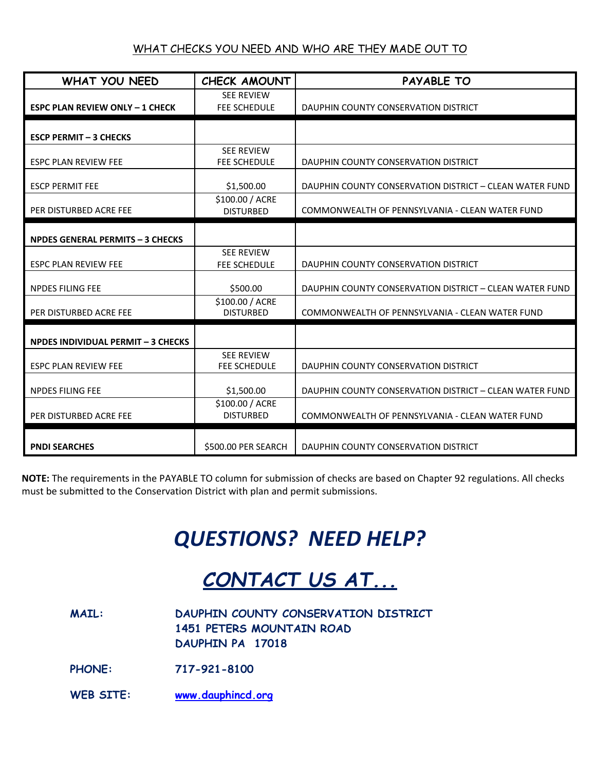## WHAT CHECKS YOU NEED AND WHO ARE THEY MADE OUT TO

| WHAT YOU NEED | CHECK AMOUNT | PAYABLE TO |
|---|---|---|
| **ESPC PLAN REVIEW ONLY – 1 CHECK** | SEE REVIEW FEE SCHEDULE | DAUPHIN COUNTY CONSERVATION DISTRICT |
| **ESCP PERMIT – 3 CHECKS** | | |
| ESPC PLAN REVIEW FEE | SEE REVIEW FEE SCHEDULE | DAUPHIN COUNTY CONSERVATION DISTRICT |
| ESCP PERMIT FEE | $1,500.00 | DAUPHIN COUNTY CONSERVATION DISTRICT – CLEAN WATER FUND |
| PER DISTURBED ACRE FEE | $100.00 / ACRE DISTURBED | COMMONWEALTH OF PENNSYLVANIA - CLEAN WATER FUND |
| **NPDES GENERAL PERMITS – 3 CHECKS** | | |
| ESPC PLAN REVIEW FEE | SEE REVIEW FEE SCHEDULE | DAUPHIN COUNTY CONSERVATION DISTRICT |
| NPDES FILING FEE | $500.00 | DAUPHIN COUNTY CONSERVATION DISTRICT – CLEAN WATER FUND |
| PER DISTURBED ACRE FEE | $100.00 / ACRE DISTURBED | COMMONWEALTH OF PENNSYLVANIA - CLEAN WATER FUND |
| **NPDES INDIVIDUAL PERMIT – 3 CHECKS** | | |
| ESPC PLAN REVIEW FEE | SEE REVIEW FEE SCHEDULE | DAUPHIN COUNTY CONSERVATION DISTRICT |
| NPDES FILING FEE | $1,500.00 | DAUPHIN COUNTY CONSERVATION DISTRICT – CLEAN WATER FUND |
| PER DISTURBED ACRE FEE | $100.00 / ACRE DISTURBED | COMMONWEALTH OF PENNSYLVANIA - CLEAN WATER FUND |
| **PNDI SEARCHES** | $500.00 PER SEARCH | DAUPHIN COUNTY CONSERVATION DISTRICT |

**NOTE:** The requirements in the PAYABLE TO column for submission of checks are based on Chapter 92 regulations. All checks must be submitted to the Conservation District with plan and permit submissions.

# *QUESTIONS? NEED HELP?*

# *CONTACT US AT...*

**MAIL:** DAUPHIN COUNTY CONSERVATION DISTRICT
1451 PETERS MOUNTAIN ROAD
DAUPHIN PA 17018

**PHONE:** 717-921-8100

**WEB SITE:** www.dauphincd.org